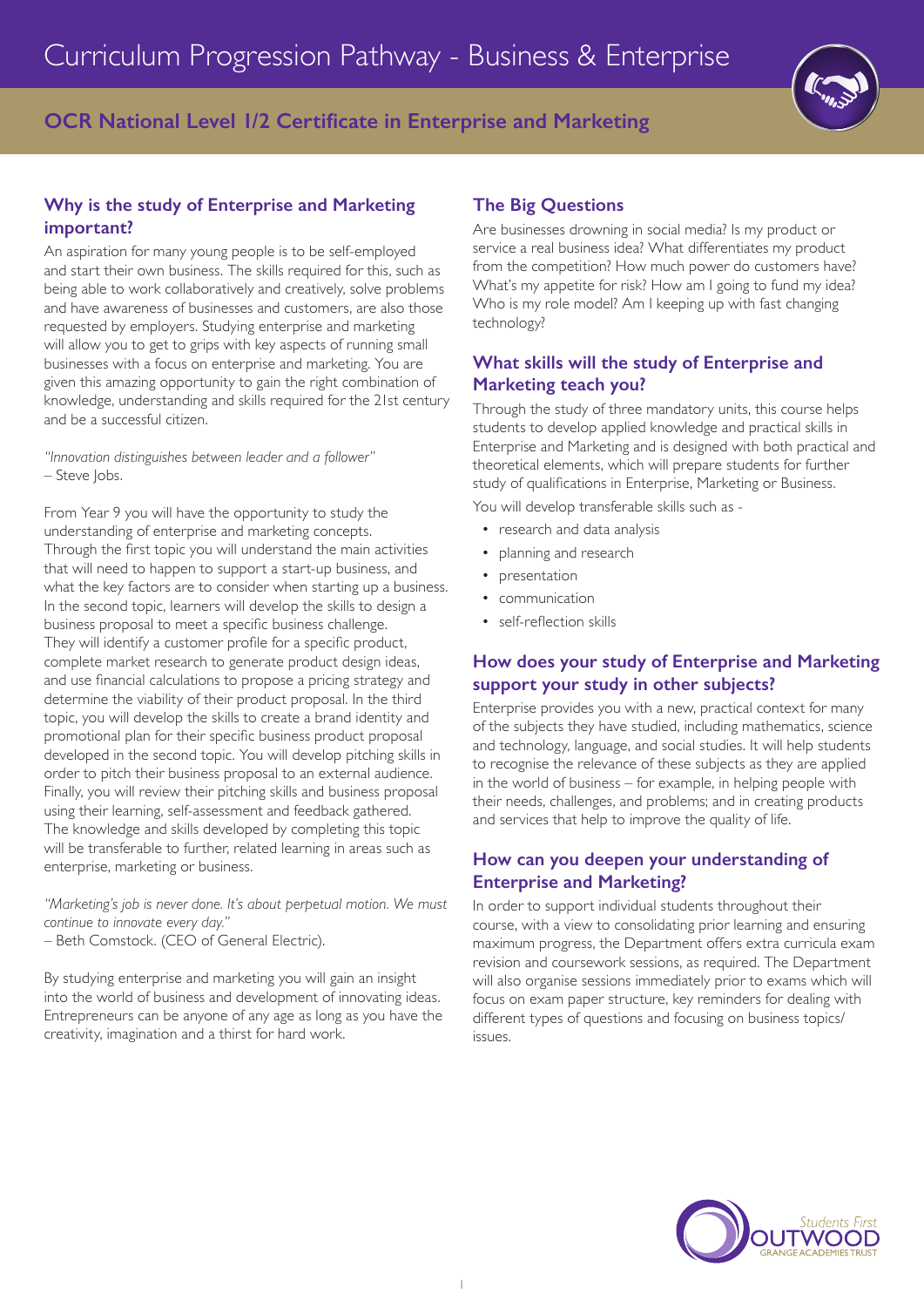# Curriculum Progression Pathway - Business & Enterprise

## OCR National Level 1/2 Certificate in Enterprise and Marketing

### Why is the study of Enterprise and Marketing important?

An aspiration for many young people is to be self-employed and start their own business. The skills required for this, such as being able to work collaboratively and creatively, solve problems and have awareness of businesses and customers, are also those requested by employers. Studying enterprise and marketing will allow you to get to grips with key aspects of running small businesses with a focus on enterprise and marketing. You are given this amazing opportunity to gain the right combination of knowledge, understanding and skills required for the 21st century and be a successful citizen.

*"Innovation distinguishes between leader and a follower"* – Steve Jobs.

From Year 9 you will have the opportunity to study the understanding of enterprise and marketing concepts. Through the first topic you will understand the main activities that will need to happen to support a start-up business, and what the key factors are to consider when starting up a business. In the second topic, learners will develop the skills to design a business proposal to meet a specific business challenge. They will identify a customer profile for a specific product, complete market research to generate product design ideas, and use financial calculations to propose a pricing strategy and determine the viability of their product proposal. In the third topic, you will develop the skills to create a brand identity and promotional plan for their specific business product proposal developed in the second topic. You will develop pitching skills in order to pitch their business proposal to an external audience. Finally, you will review their pitching skills and business proposal using their learning, self-assessment and feedback gathered. The knowledge and skills developed by completing this topic will be transferable to further, related learning in areas such as enterprise, marketing or business.

*"Marketing's job is never done. It's about perpetual motion. We must continue to innovate every day."* – Beth Comstock. (CEO of General Electric).

By studying enterprise and marketing you will gain an insight into the world of business and development of innovating ideas. Entrepreneurs can be anyone of any age as long as you have the creativity, imagination and a thirst for hard work.

### The Big Questions

Are businesses drowning in social media? Is my product or service a real business idea? What differentiates my product from the competition? How much power do customers have? What's my appetite for risk? How am I going to fund my idea? Who is my role model? Am I keeping up with fast changing technology?

### What skills will the study of Enterprise and Marketing teach you?

Through the study of three mandatory units, this course helps students to develop applied knowledge and practical skills in Enterprise and Marketing and is designed with both practical and theoretical elements, which will prepare students for further study of qualifications in Enterprise, Marketing or Business.

You will develop transferable skills such as -

- research and data analysis
- planning and research
- presentation
- communication
- self-reflection skills

### How does your study of Enterprise and Marketing support your study in other subjects?

Enterprise provides you with a new, practical context for many of the subjects they have studied, including mathematics, science and technology, language, and social studies. It will help students to recognise the relevance of these subjects as they are applied in the world of business – for example, in helping people with their needs, challenges, and problems; and in creating products and services that help to improve the quality of life.

### How can you deepen your understanding of Enterprise and Marketing?

In order to support individual students throughout their course, with a view to consolidating prior learning and ensuring maximum progress, the Department offers extra curricula exam revision and coursework sessions, as required. The Department will also organise sessions immediately prior to exams which will focus on exam paper structure, key reminders for dealing with different types of questions and focusing on business topics/ issues.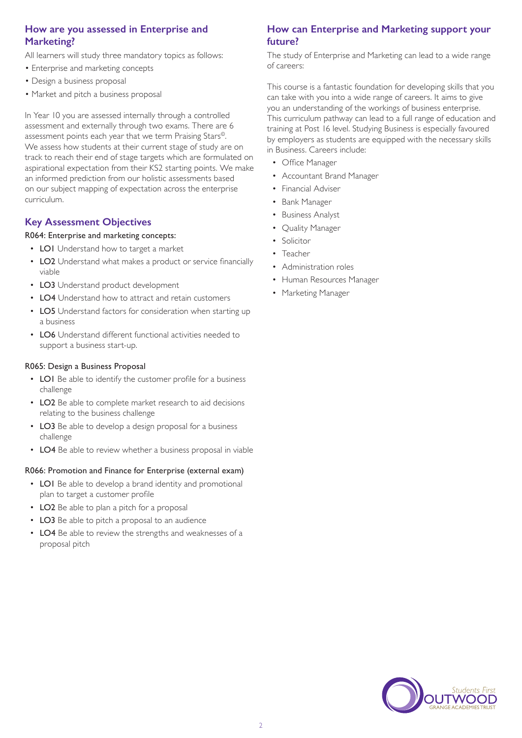## How are you assessed in Enterprise and Marketing?

All learners will study three mandatory topics as follows:

- Enterprise and marketing concepts
- Design a business proposal
- Market and pitch a business proposal

In Year 10 you are assessed internally through a controlled assessment and externally through two exams. There are 6 assessment points each year that we term Praising Stars©. We assess how students at their current stage of study are on track to reach their end of stage targets which are formulated on aspirational expectation from their KS2 starting points. We make an informed prediction from our holistic assessments based on our subject mapping of expectation across the enterprise curriculum.

## Key Assessment Objectives

R064: Enterprise and marketing concepts:

- **LO1** Understand how to target a market
- **LO2** Understand what makes a product or service financially viable
- **LO3** Understand product development
- **LO4** Understand how to attract and retain customers
- **LO5** Understand factors for consideration when starting up a business
- **LO6** Understand different functional activities needed to support a business start-up.

R065: Design a Business Proposal

- **LO1** Be able to identify the customer profile for a business challenge
- **LO2** Be able to complete market research to aid decisions relating to the business challenge
- **LO3** Be able to develop a design proposal for a business challenge
- **LO4** Be able to review whether a business proposal in viable

R066: Promotion and Finance for Enterprise (external exam)

- **LO1** Be able to develop a brand identity and promotional plan to target a customer profile
- **LO2** Be able to plan a pitch for a proposal
- **LO3** Be able to pitch a proposal to an audience
- **LO4** Be able to review the strengths and weaknesses of a proposal pitch

## How can Enterprise and Marketing support your future?

The study of Enterprise and Marketing can lead to a wide range of careers:

This course is a fantastic foundation for developing skills that you can take with you into a wide range of careers. It aims to give you an understanding of the workings of business enterprise. This curriculum pathway can lead to a full range of education and training at Post 16 level. Studying Business is especially favoured by employers as students are equipped with the necessary skills in Business. Careers include:

- Office Manager
- Accountant Brand Manager
- Financial Adviser
- Bank Manager
- Business Analyst
- Quality Manager
- Solicitor
- Teacher
- Administration roles
- Human Resources Manager
- Marketing Manager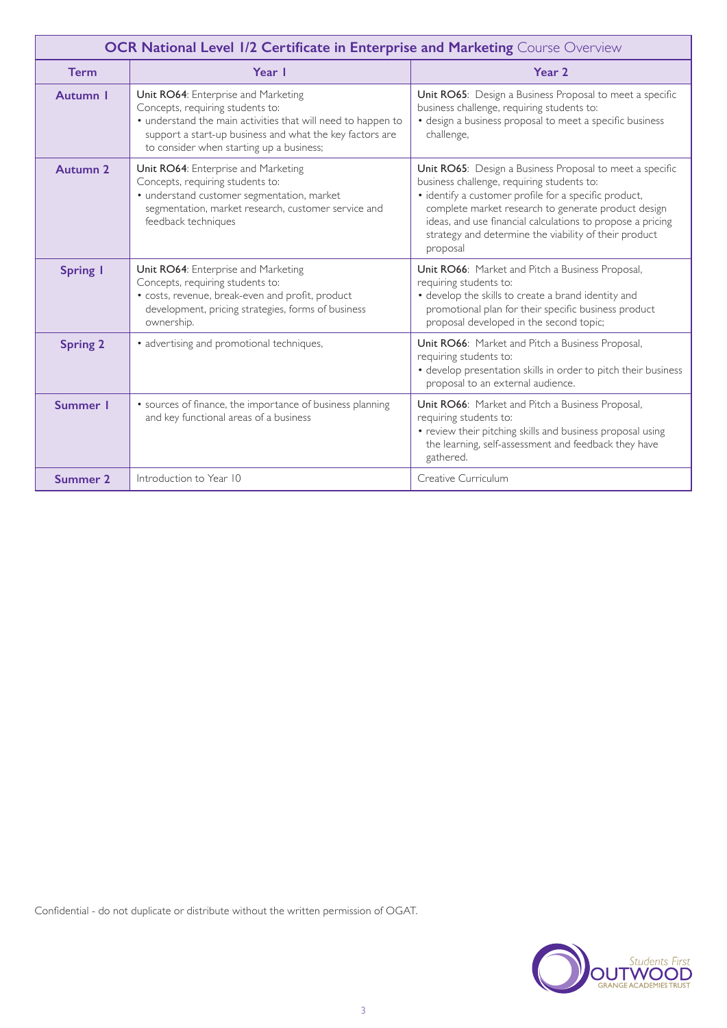| **OCR National Level 1/2 Certificate in Enterprise and Marketing** Course Overview | | |
|---|---|---|
| **Term** | **Year 1** | **Year 2** |
| **Autumn 1** | **Unit RO64**: Enterprise and Marketing Concepts, requiring students to:<br>• understand the main activities that will need to happen to support a start-up business and what the key factors are to consider when starting up a business; | **Unit RO65**: Design a Business Proposal to meet a specific business challenge, requiring students to:<br>• design a business proposal to meet a specific business challenge, |
| **Autumn 2** | **Unit RO64**: Enterprise and Marketing Concepts, requiring students to:<br>• understand customer segmentation, market segmentation, market research, customer service and feedback techniques | **Unit RO65**: Design a Business Proposal to meet a specific business challenge, requiring students to:<br>• identify a customer profile for a specific product, complete market research to generate product design ideas, and use financial calculations to propose a pricing strategy and determine the viability of their product proposal |
| **Spring 1** | **Unit RO64**: Enterprise and Marketing Concepts, requiring students to:<br>• costs, revenue, break-even and profit, product development, pricing strategies, forms of business ownership. | **Unit RO66**: Market and Pitch a Business Proposal, requiring students to:<br>• develop the skills to create a brand identity and promotional plan for their specific business product proposal developed in the second topic; |
| **Spring 2** | • advertising and promotional techniques, | **Unit RO66**: Market and Pitch a Business Proposal, requiring students to:<br>• develop presentation skills in order to pitch their business proposal to an external audience. |
| **Summer 1** | • sources of finance, the importance of business planning and key functional areas of a business | **Unit RO66**: Market and Pitch a Business Proposal, requiring students to:<br>• review their pitching skills and business proposal using the learning, self-assessment and feedback they have gathered. |
| **Summer 2** | Introduction to Year 10 | Creative Curriculum |

Confidential - do not duplicate or distribute without the written permission of OGAT.

Students First OUTWOOD GRANGE ACADEMIES TRUST